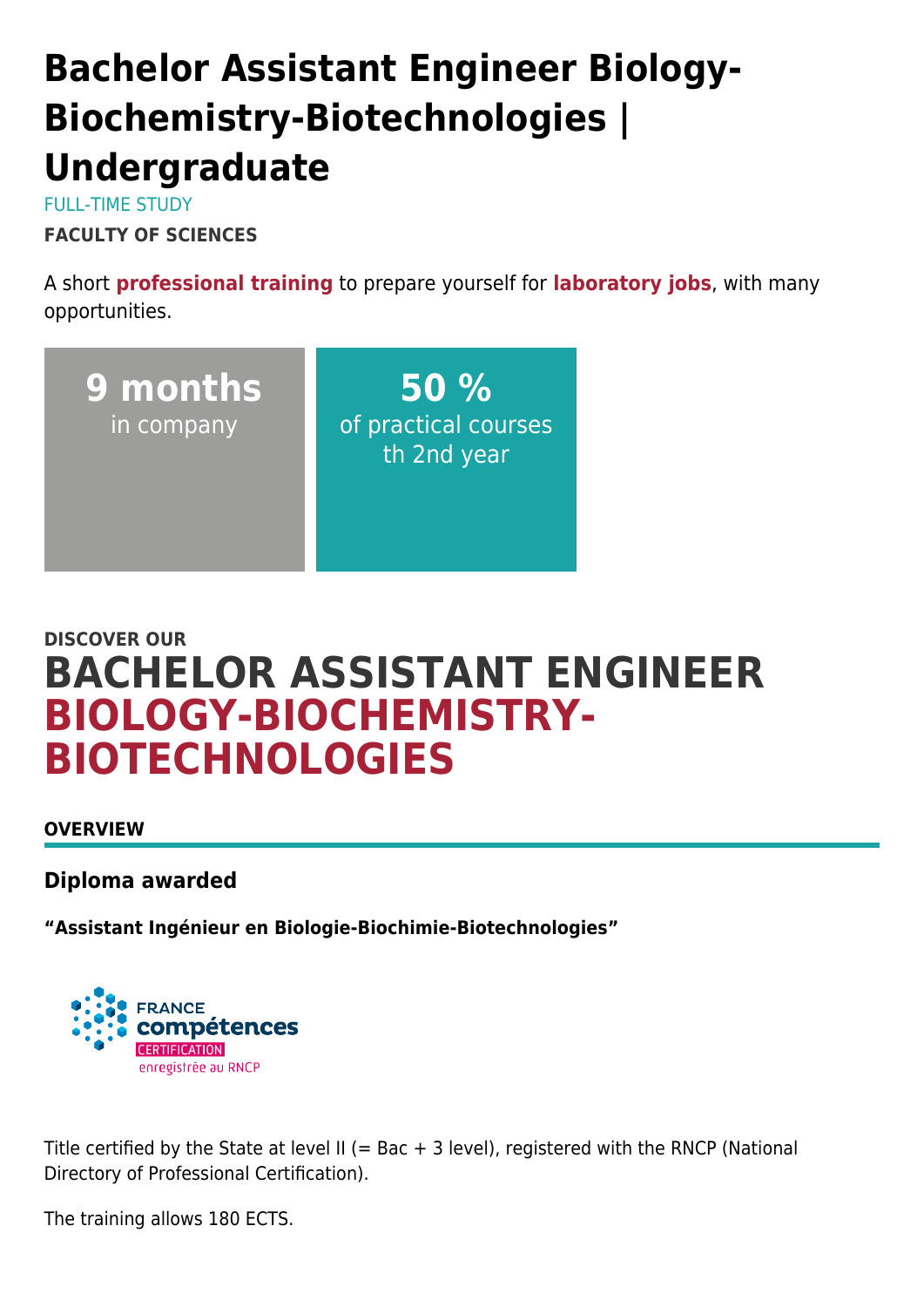# Bachelor Assistant Engineer Biology-Biochemistry-Biotechnologies | Undergraduate

FULL-TIME STUDY

**FACULTY OF SCIENCES**

A short **professional training** to prepare yourself for **laboratory jobs**, with many opportunities.

**9 months**
in company

**50 %**
of practical courses
th 2nd year

**DISCOVER OUR**

## BACHELOR ASSISTANT ENGINEER BIOLOGY-BIOCHEMISTRY-BIOTECHNOLOGIES

**OVERVIEW**

### Diploma awarded

**"Assistant Ingénieur en Biologie-Biochimie-Biotechnologies"**

FRANCE compétences CERTIFICATION enregistrée au RNCP

Title certified by the State at level II (= Bac + 3 level), registered with the RNCP (National Directory of Professional Certification).

The training allows 180 ECTS.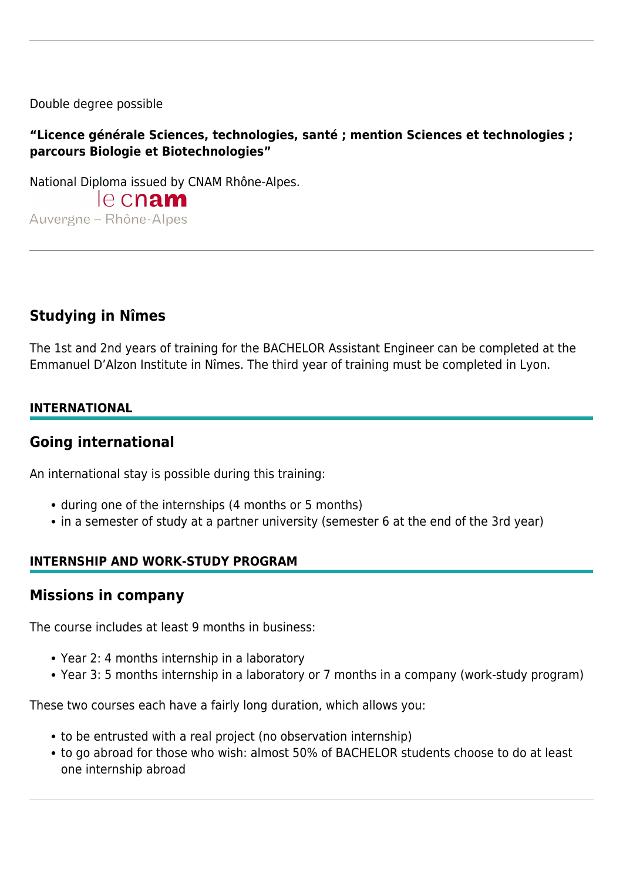Double degree possible

**"Licence générale Sciences, technologies, santé ; mention Sciences et technologies ; parcours Biologie et Biotechnologies"**

National Diploma issued by CNAM Rhône-Alpes.

le cnam
Auvergne – Rhône-Alpes

---

## Studying in Nîmes

The 1st and 2nd years of training for the BACHELOR Assistant Engineer can be completed at the Emmanuel D'Alzon Institute in Nîmes. The third year of training must be completed in Lyon.

#### INTERNATIONAL

## Going international

An international stay is possible during this training:

- during one of the internships (4 months or 5 months)
- in a semester of study at a partner university (semester 6 at the end of the 3rd year)

#### INTERNSHIP AND WORK-STUDY PROGRAM

## Missions in company

The course includes at least 9 months in business:

- Year 2: 4 months internship in a laboratory
- Year 3: 5 months internship in a laboratory or 7 months in a company (work-study program)

These two courses each have a fairly long duration, which allows you:

- to be entrusted with a real project (no observation internship)
- to go abroad for those who wish: almost 50% of BACHELOR students choose to do at least one internship abroad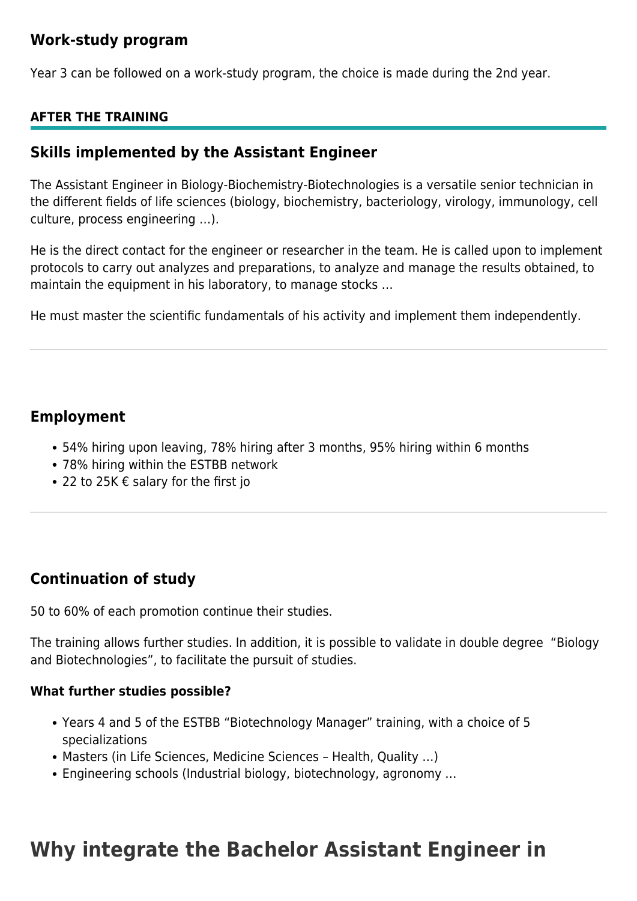## Work-study program

Year 3 can be followed on a work-study program, the choice is made during the 2nd year.

#### AFTER THE TRAINING

## Skills implemented by the Assistant Engineer

The Assistant Engineer in Biology-Biochemistry-Biotechnologies is a versatile senior technician in the different fields of life sciences (biology, biochemistry, bacteriology, virology, immunology, cell culture, process engineering …).

He is the direct contact for the engineer or researcher in the team. He is called upon to implement protocols to carry out analyzes and preparations, to analyze and manage the results obtained, to maintain the equipment in his laboratory, to manage stocks …

He must master the scientific fundamentals of his activity and implement them independently.

---

## Employment

- 54% hiring upon leaving, 78% hiring after 3 months, 95% hiring within 6 months
- 78% hiring within the ESTBB network
- 22 to 25K € salary for the first jo

---

## Continuation of study

50 to 60% of each promotion continue their studies.

The training allows further studies. In addition, it is possible to validate in double degree "Biology and Biotechnologies", to facilitate the pursuit of studies.

#### What further studies possible?

- Years 4 and 5 of the ESTBB "Biotechnology Manager" training, with a choice of 5 specializations
- Masters (in Life Sciences, Medicine Sciences – Health, Quality …)
- Engineering schools (Industrial biology, biotechnology, agronomy …

# Why integrate the Bachelor Assistant Engineer in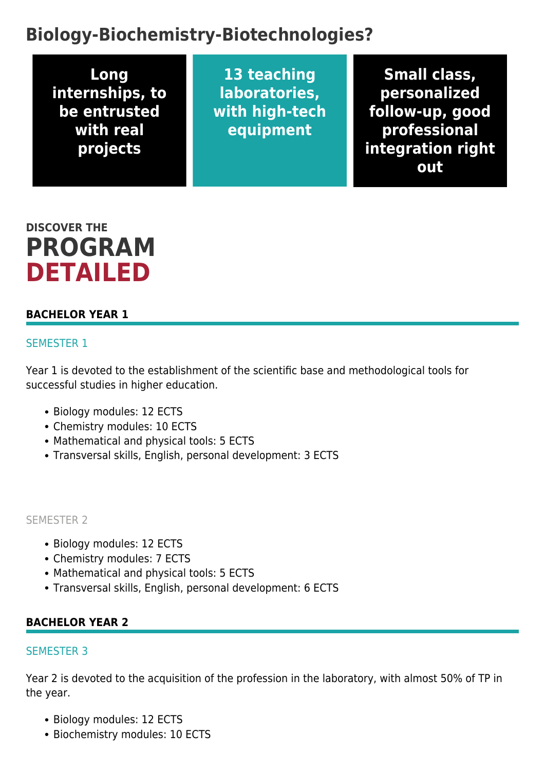## Biology-Biochemistry-Biotechnologies?

**Long internships, to be entrusted with real projects**

**13 teaching laboratories, with high-tech equipment**

**Small class, personalized follow-up, good professional integration right out**

DISCOVER THE

# PROGRAM DETAILED

### BACHELOR YEAR 1

SEMESTER 1

Year 1 is devoted to the establishment of the scientific base and methodological tools for successful studies in higher education.

- Biology modules: 12 ECTS
- Chemistry modules: 10 ECTS
- Mathematical and physical tools: 5 ECTS
- Transversal skills, English, personal development: 3 ECTS

SEMESTER 2

- Biology modules: 12 ECTS
- Chemistry modules: 7 ECTS
- Mathematical and physical tools: 5 ECTS
- Transversal skills, English, personal development: 6 ECTS

### BACHELOR YEAR 2

SEMESTER 3

Year 2 is devoted to the acquisition of the profession in the laboratory, with almost 50% of TP in the year.

- Biology modules: 12 ECTS
- Biochemistry modules: 10 ECTS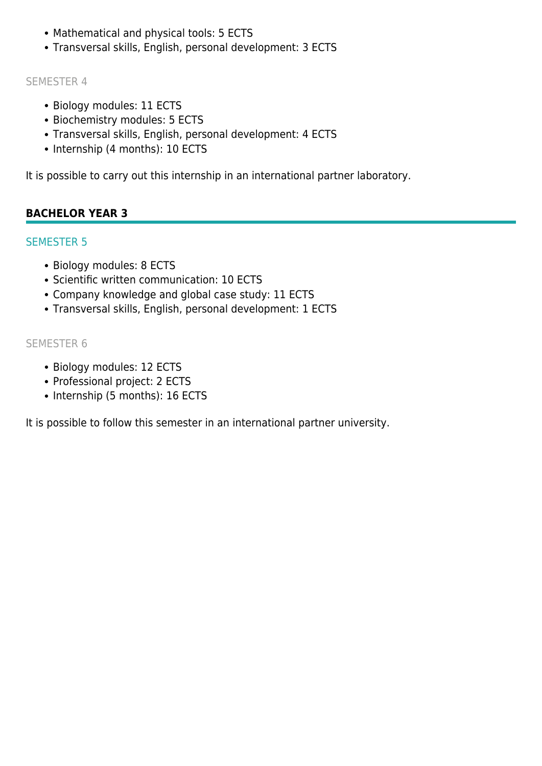- Mathematical and physical tools: 5 ECTS
- Transversal skills, English, personal development: 3 ECTS

#### SEMESTER 4

- Biology modules: 11 ECTS
- Biochemistry modules: 5 ECTS
- Transversal skills, English, personal development: 4 ECTS
- Internship (4 months): 10 ECTS

It is possible to carry out this internship in an international partner laboratory.

### BACHELOR YEAR 3

#### SEMESTER 5

- Biology modules: 8 ECTS
- Scientific written communication: 10 ECTS
- Company knowledge and global case study: 11 ECTS
- Transversal skills, English, personal development: 1 ECTS

#### SEMESTER 6

- Biology modules: 12 ECTS
- Professional project: 2 ECTS
- Internship (5 months): 16 ECTS

It is possible to follow this semester in an international partner university.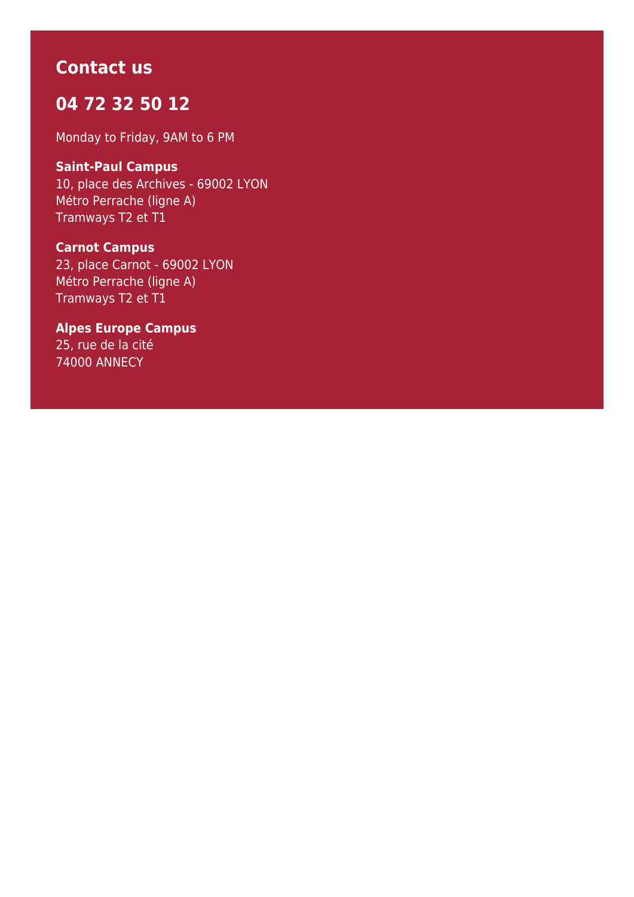## Contact us

## 04 72 32 50 12

Monday to Friday, 9AM to 6 PM

**Saint-Paul Campus**
10, place des Archives - 69002 LYON
Métro Perrache (ligne A)
Tramways T2 et T1

**Carnot Campus**
23, place Carnot - 69002 LYON
Métro Perrache (ligne A)
Tramways T2 et T1

**Alpes Europe Campus**
25, rue de la cité
74000 ANNECY